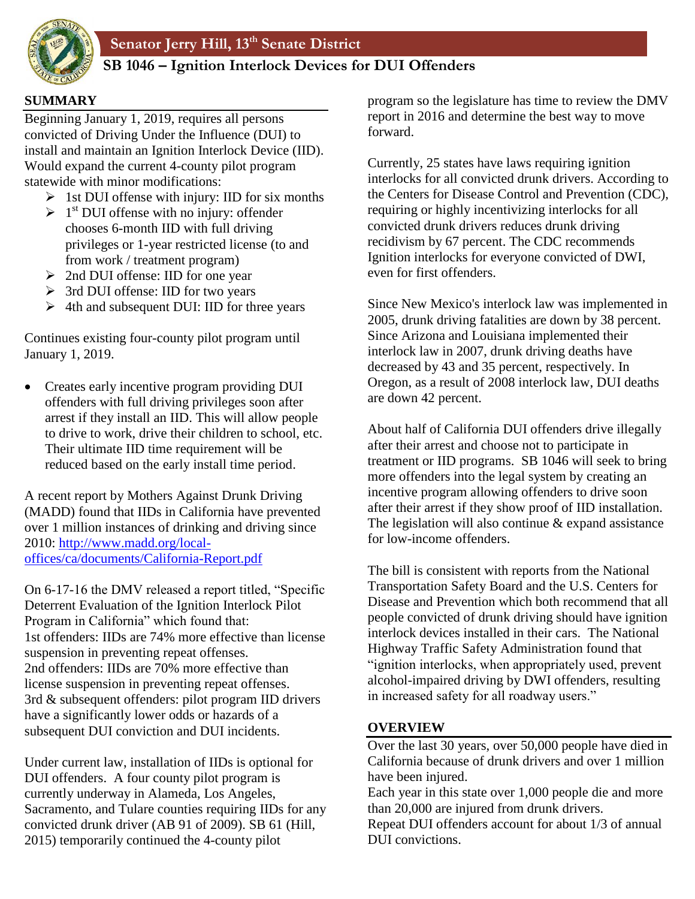# Senator Jerry Hill, 13th Senate District

## SB 1046 – Ignition Interlock Devices for DUI Offenders

### SUMMARY

Beginning January 1, 2019, requires all persons convicted of Driving Under the Influence (DUI) to install and maintain an Ignition Interlock Device (IID). Would expand the current 4-county pilot program statewide with minor modifications:

- 1st DUI offense with injury: IID for six months
- 1st DUI offense with no injury: offender chooses 6-month IID with full driving privileges or 1-year restricted license (to and from work / treatment program)
- 2nd DUI offense: IID for one year
- 3rd DUI offense: IID for two years
- 4th and subsequent DUI: IID for three years

Continues existing four-county pilot program until January 1, 2019.

- Creates early incentive program providing DUI offenders with full driving privileges soon after arrest if they install an IID. This will allow people to drive to work, drive their children to school, etc. Their ultimate IID time requirement will be reduced based on the early install time period.

A recent report by Mothers Against Drunk Driving (MADD) found that IIDs in California have prevented over 1 million instances of drinking and driving since 2010: http://www.madd.org/local-offices/ca/documents/California-Report.pdf

On 6-17-16 the DMV released a report titled, "Specific Deterrent Evaluation of the Ignition Interlock Pilot Program in California" which found that:
1st offenders: IIDs are 74% more effective than license suspension in preventing repeat offenses.
2nd offenders: IIDs are 70% more effective than license suspension in preventing repeat offenses.
3rd & subsequent offenders: pilot program IID drivers have a significantly lower odds or hazards of a subsequent DUI conviction and DUI incidents.

Under current law, installation of IIDs is optional for DUI offenders. A four county pilot program is currently underway in Alameda, Los Angeles, Sacramento, and Tulare counties requiring IIDs for any convicted drunk driver (AB 91 of 2009). SB 61 (Hill, 2015) temporarily continued the 4-county pilot program so the legislature has time to review the DMV report in 2016 and determine the best way to move forward.

Currently, 25 states have laws requiring ignition interlocks for all convicted drunk drivers. According to the Centers for Disease Control and Prevention (CDC), requiring or highly incentivizing interlocks for all convicted drunk drivers reduces drunk driving recidivism by 67 percent. The CDC recommends Ignition interlocks for everyone convicted of DWI, even for first offenders.

Since New Mexico's interlock law was implemented in 2005, drunk driving fatalities are down by 38 percent. Since Arizona and Louisiana implemented their interlock law in 2007, drunk driving deaths have decreased by 43 and 35 percent, respectively. In Oregon, as a result of 2008 interlock law, DUI deaths are down 42 percent.

About half of California DUI offenders drive illegally after their arrest and choose not to participate in treatment or IID programs. SB 1046 will seek to bring more offenders into the legal system by creating an incentive program allowing offenders to drive soon after their arrest if they show proof of IID installation. The legislation will also continue & expand assistance for low-income offenders.

The bill is consistent with reports from the National Transportation Safety Board and the U.S. Centers for Disease and Prevention which both recommend that all people convicted of drunk driving should have ignition interlock devices installed in their cars. The National Highway Traffic Safety Administration found that "ignition interlocks, when appropriately used, prevent alcohol-impaired driving by DWI offenders, resulting in increased safety for all roadway users."

### OVERVIEW

Over the last 30 years, over 50,000 people have died in California because of drunk drivers and over 1 million have been injured.
Each year in this state over 1,000 people die and more than 20,000 are injured from drunk drivers.
Repeat DUI offenders account for about 1/3 of annual DUI convictions.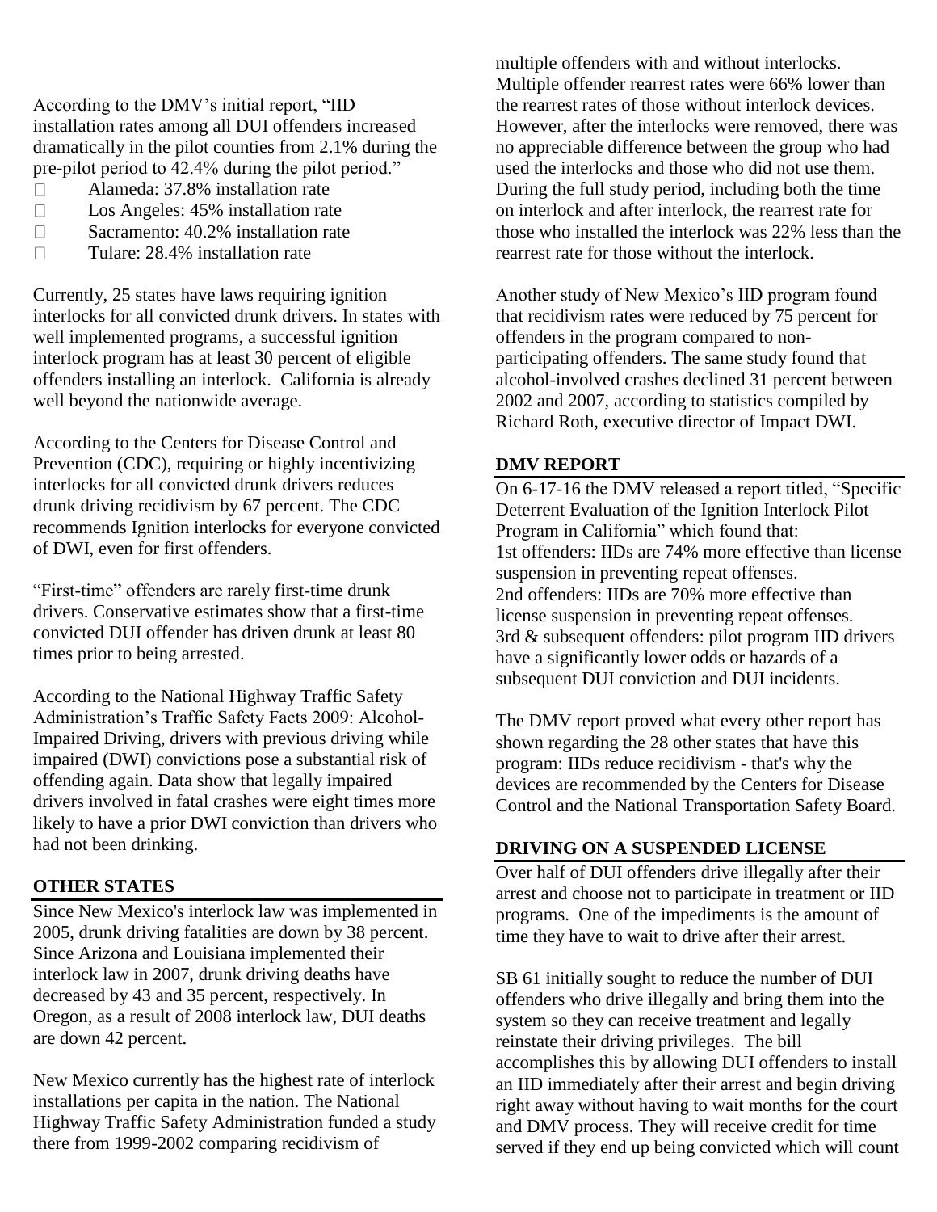According to the DMV's initial report, "IID installation rates among all DUI offenders increased dramatically in the pilot counties from 2.1% during the pre-pilot period to 42.4% during the pilot period."

- Alameda: 37.8% installation rate
- Los Angeles: 45% installation rate
- Sacramento: 40.2% installation rate
- Tulare: 28.4% installation rate

Currently, 25 states have laws requiring ignition interlocks for all convicted drunk drivers. In states with well implemented programs, a successful ignition interlock program has at least 30 percent of eligible offenders installing an interlock. California is already well beyond the nationwide average.

According to the Centers for Disease Control and Prevention (CDC), requiring or highly incentivizing interlocks for all convicted drunk drivers reduces drunk driving recidivism by 67 percent. The CDC recommends Ignition interlocks for everyone convicted of DWI, even for first offenders.

"First-time" offenders are rarely first-time drunk drivers. Conservative estimates show that a first-time convicted DUI offender has driven drunk at least 80 times prior to being arrested.

According to the National Highway Traffic Safety Administration's Traffic Safety Facts 2009: Alcohol-Impaired Driving, drivers with previous driving while impaired (DWI) convictions pose a substantial risk of offending again. Data show that legally impaired drivers involved in fatal crashes were eight times more likely to have a prior DWI conviction than drivers who had not been drinking.

## OTHER STATES

Since New Mexico's interlock law was implemented in 2005, drunk driving fatalities are down by 38 percent. Since Arizona and Louisiana implemented their interlock law in 2007, drunk driving deaths have decreased by 43 and 35 percent, respectively. In Oregon, as a result of 2008 interlock law, DUI deaths are down 42 percent.

New Mexico currently has the highest rate of interlock installations per capita in the nation. The National Highway Traffic Safety Administration funded a study there from 1999-2002 comparing recidivism of multiple offenders with and without interlocks. Multiple offender rearrest rates were 66% lower than the rearrest rates of those without interlock devices. However, after the interlocks were removed, there was no appreciable difference between the group who had used the interlocks and those who did not use them. During the full study period, including both the time on interlock and after interlock, the rearrest rate for those who installed the interlock was 22% less than the rearrest rate for those without the interlock.

Another study of New Mexico's IID program found that recidivism rates were reduced by 75 percent for offenders in the program compared to non-participating offenders. The same study found that alcohol-involved crashes declined 31 percent between 2002 and 2007, according to statistics compiled by Richard Roth, executive director of Impact DWI.

## DMV REPORT

On 6-17-16 the DMV released a report titled, "Specific Deterrent Evaluation of the Ignition Interlock Pilot Program in California" which found that:
1st offenders: IIDs are 74% more effective than license suspension in preventing repeat offenses.
2nd offenders: IIDs are 70% more effective than license suspension in preventing repeat offenses.
3rd & subsequent offenders: pilot program IID drivers have a significantly lower odds or hazards of a subsequent DUI conviction and DUI incidents.

The DMV report proved what every other report has shown regarding the 28 other states that have this program: IIDs reduce recidivism - that's why the devices are recommended by the Centers for Disease Control and the National Transportation Safety Board.

## DRIVING ON A SUSPENDED LICENSE

Over half of DUI offenders drive illegally after their arrest and choose not to participate in treatment or IID programs. One of the impediments is the amount of time they have to wait to drive after their arrest.

SB 61 initially sought to reduce the number of DUI offenders who drive illegally and bring them into the system so they can receive treatment and legally reinstate their driving privileges. The bill accomplishes this by allowing DUI offenders to install an IID immediately after their arrest and begin driving right away without having to wait months for the court and DMV process. They will receive credit for time served if they end up being convicted which will count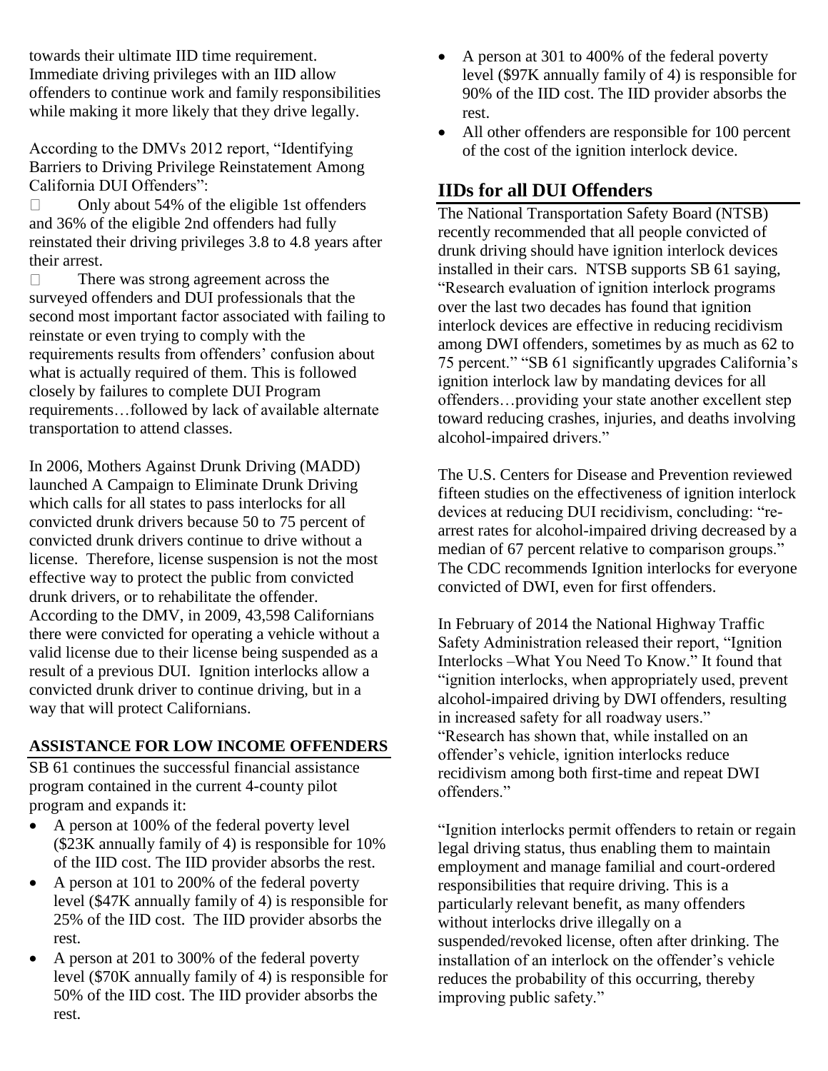towards their ultimate IID time requirement. Immediate driving privileges with an IID allow offenders to continue work and family responsibilities while making it more likely that they drive legally.

According to the DMVs 2012 report, "Identifying Barriers to Driving Privilege Reinstatement Among California DUI Offenders":

- Only about 54% of the eligible 1st offenders and 36% of the eligible 2nd offenders had fully reinstated their driving privileges 3.8 to 4.8 years after their arrest.
- There was strong agreement across the surveyed offenders and DUI professionals that the second most important factor associated with failing to reinstate or even trying to comply with the requirements results from offenders' confusion about what is actually required of them. This is followed closely by failures to complete DUI Program requirements…followed by lack of available alternate transportation to attend classes.

In 2006, Mothers Against Drunk Driving (MADD) launched A Campaign to Eliminate Drunk Driving which calls for all states to pass interlocks for all convicted drunk drivers because 50 to 75 percent of convicted drunk drivers continue to drive without a license. Therefore, license suspension is not the most effective way to protect the public from convicted drunk drivers, or to rehabilitate the offender. According to the DMV, in 2009, 43,598 Californians there were convicted for operating a vehicle without a valid license due to their license being suspended as a result of a previous DUI. Ignition interlocks allow a convicted drunk driver to continue driving, but in a way that will protect Californians.

**ASSISTANCE FOR LOW INCOME OFFENDERS**

SB 61 continues the successful financial assistance program contained in the current 4-county pilot program and expands it:

- A person at 100% of the federal poverty level ($23K annually family of 4) is responsible for 10% of the IID cost. The IID provider absorbs the rest.
- A person at 101 to 200% of the federal poverty level ($47K annually family of 4) is responsible for 25% of the IID cost. The IID provider absorbs the rest.
- A person at 201 to 300% of the federal poverty level ($70K annually family of 4) is responsible for 50% of the IID cost. The IID provider absorbs the rest.
- A person at 301 to 400% of the federal poverty level ($97K annually family of 4) is responsible for 90% of the IID cost. The IID provider absorbs the rest.
- All other offenders are responsible for 100 percent of the cost of the ignition interlock device.

## IIDs for all DUI Offenders

The National Transportation Safety Board (NTSB) recently recommended that all people convicted of drunk driving should have ignition interlock devices installed in their cars. NTSB supports SB 61 saying, "Research evaluation of ignition interlock programs over the last two decades has found that ignition interlock devices are effective in reducing recidivism among DWI offenders, sometimes by as much as 62 to 75 percent." "SB 61 significantly upgrades California's ignition interlock law by mandating devices for all offenders…providing your state another excellent step toward reducing crashes, injuries, and deaths involving alcohol-impaired drivers."

The U.S. Centers for Disease and Prevention reviewed fifteen studies on the effectiveness of ignition interlock devices at reducing DUI recidivism, concluding: "re-arrest rates for alcohol-impaired driving decreased by a median of 67 percent relative to comparison groups." The CDC recommends Ignition interlocks for everyone convicted of DWI, even for first offenders.

In February of 2014 the National Highway Traffic Safety Administration released their report, "Ignition Interlocks –What You Need To Know." It found that "ignition interlocks, when appropriately used, prevent alcohol-impaired driving by DWI offenders, resulting in increased safety for all roadway users." "Research has shown that, while installed on an offender's vehicle, ignition interlocks reduce recidivism among both first-time and repeat DWI offenders."

"Ignition interlocks permit offenders to retain or regain legal driving status, thus enabling them to maintain employment and manage familial and court-ordered responsibilities that require driving. This is a particularly relevant benefit, as many offenders without interlocks drive illegally on a suspended/revoked license, often after drinking. The installation of an interlock on the offender's vehicle reduces the probability of this occurring, thereby improving public safety."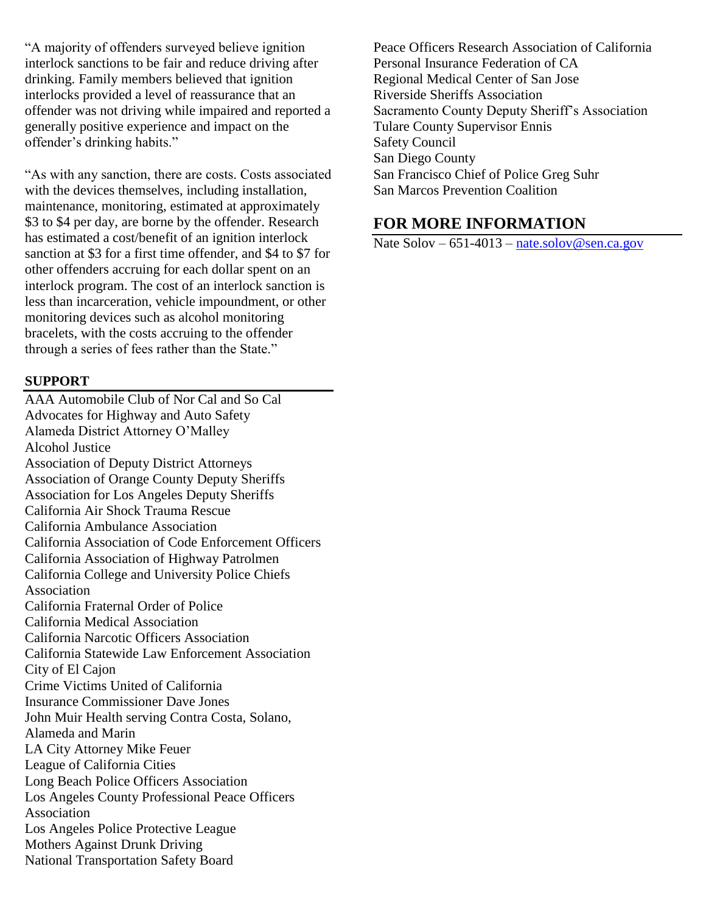"A majority of offenders surveyed believe ignition interlock sanctions to be fair and reduce driving after drinking. Family members believed that ignition interlocks provided a level of reassurance that an offender was not driving while impaired and reported a generally positive experience and impact on the offender's drinking habits."

"As with any sanction, there are costs. Costs associated with the devices themselves, including installation, maintenance, monitoring, estimated at approximately $3 to $4 per day, are borne by the offender. Research has estimated a cost/benefit of an ignition interlock sanction at $3 for a first time offender, and $4 to $7 for other offenders accruing for each dollar spent on an interlock program. The cost of an interlock sanction is less than incarceration, vehicle impoundment, or other monitoring devices such as alcohol monitoring bracelets, with the costs accruing to the offender through a series of fees rather than the State."

## SUPPORT

AAA Automobile Club of Nor Cal and So Cal
Advocates for Highway and Auto Safety
Alameda District Attorney O'Malley
Alcohol Justice
Association of Deputy District Attorneys
Association of Orange County Deputy Sheriffs
Association for Los Angeles Deputy Sheriffs
California Air Shock Trauma Rescue
California Ambulance Association
California Association of Code Enforcement Officers
California Association of Highway Patrolmen
California College and University Police Chiefs Association
California Fraternal Order of Police
California Medical Association
California Narcotic Officers Association
California Statewide Law Enforcement Association
City of El Cajon
Crime Victims United of California
Insurance Commissioner Dave Jones
John Muir Health serving Contra Costa, Solano, Alameda and Marin
LA City Attorney Mike Feuer
League of California Cities
Long Beach Police Officers Association
Los Angeles County Professional Peace Officers Association
Los Angeles Police Protective League
Mothers Against Drunk Driving
National Transportation Safety Board
Peace Officers Research Association of California
Personal Insurance Federation of CA
Regional Medical Center of San Jose
Riverside Sheriffs Association
Sacramento County Deputy Sheriff's Association
Tulare County Supervisor Ennis
Safety Council
San Diego County
San Francisco Chief of Police Greg Suhr
San Marcos Prevention Coalition

## FOR MORE INFORMATION

Nate Solov – 651-4013 – nate.solov@sen.ca.gov